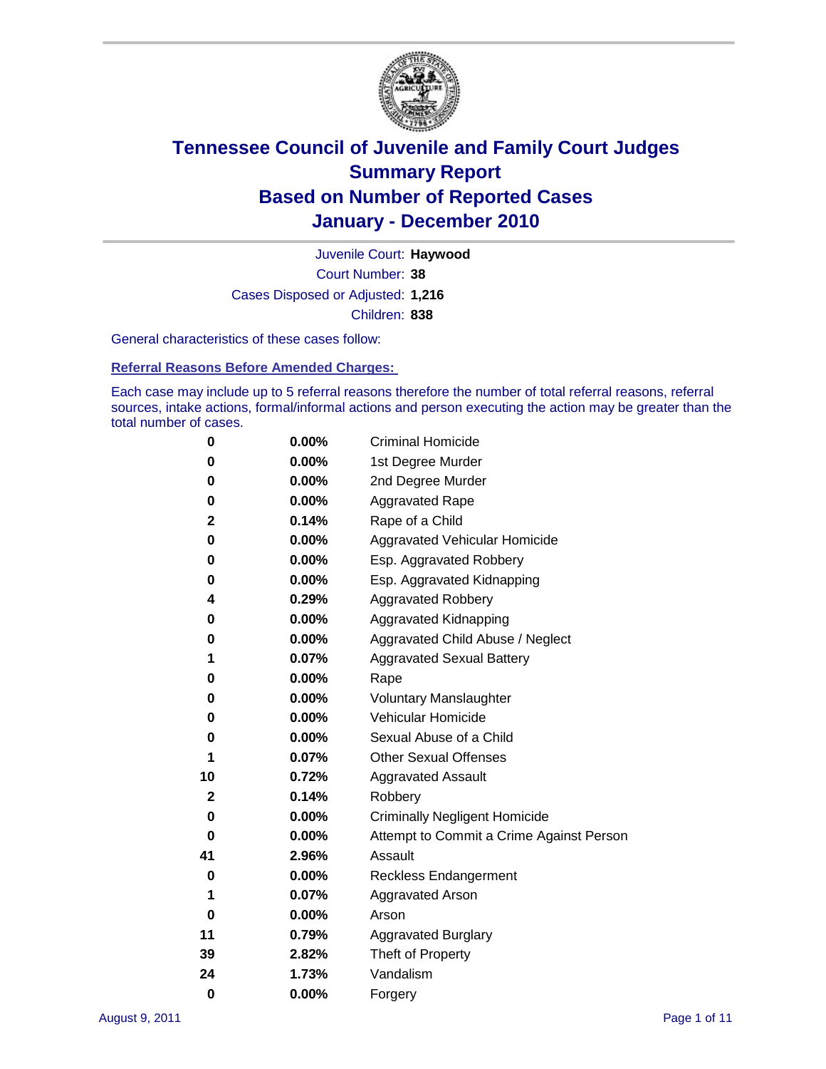# Tennessee Council of Juvenile and Family Court Judges
## Summary Report
## Based on Number of Reported Cases
## January - December 2010

Juvenile Court: **Haywood**

Court Number: **38**

Cases Disposed or Adjusted: **1,216**

Children: **838**

General characteristics of these cases follow:

### Referral Reasons Before Amended Charges:

Each case may include up to 5 referral reasons therefore the number of total referral reasons, referral sources, intake actions, formal/informal actions and person executing the action may be greater than the total number of cases.

| Count | Percent | Referral Reason |
|---|---|---|
| 0 | 0.00% | Criminal Homicide |
| 0 | 0.00% | 1st Degree Murder |
| 0 | 0.00% | 2nd Degree Murder |
| 0 | 0.00% | Aggravated Rape |
| 2 | 0.14% | Rape of a Child |
| 0 | 0.00% | Aggravated Vehicular Homicide |
| 0 | 0.00% | Esp. Aggravated Robbery |
| 0 | 0.00% | Esp. Aggravated Kidnapping |
| 4 | 0.29% | Aggravated Robbery |
| 0 | 0.00% | Aggravated Kidnapping |
| 0 | 0.00% | Aggravated Child Abuse / Neglect |
| 1 | 0.07% | Aggravated Sexual Battery |
| 0 | 0.00% | Rape |
| 0 | 0.00% | Voluntary Manslaughter |
| 0 | 0.00% | Vehicular Homicide |
| 0 | 0.00% | Sexual Abuse of a Child |
| 1 | 0.07% | Other Sexual Offenses |
| 10 | 0.72% | Aggravated Assault |
| 2 | 0.14% | Robbery |
| 0 | 0.00% | Criminally Negligent Homicide |
| 0 | 0.00% | Attempt to Commit a Crime Against Person |
| 41 | 2.96% | Assault |
| 0 | 0.00% | Reckless Endangerment |
| 1 | 0.07% | Aggravated Arson |
| 0 | 0.00% | Arson |
| 11 | 0.79% | Aggravated Burglary |
| 39 | 2.82% | Theft of Property |
| 24 | 1.73% | Vandalism |
| 0 | 0.00% | Forgery |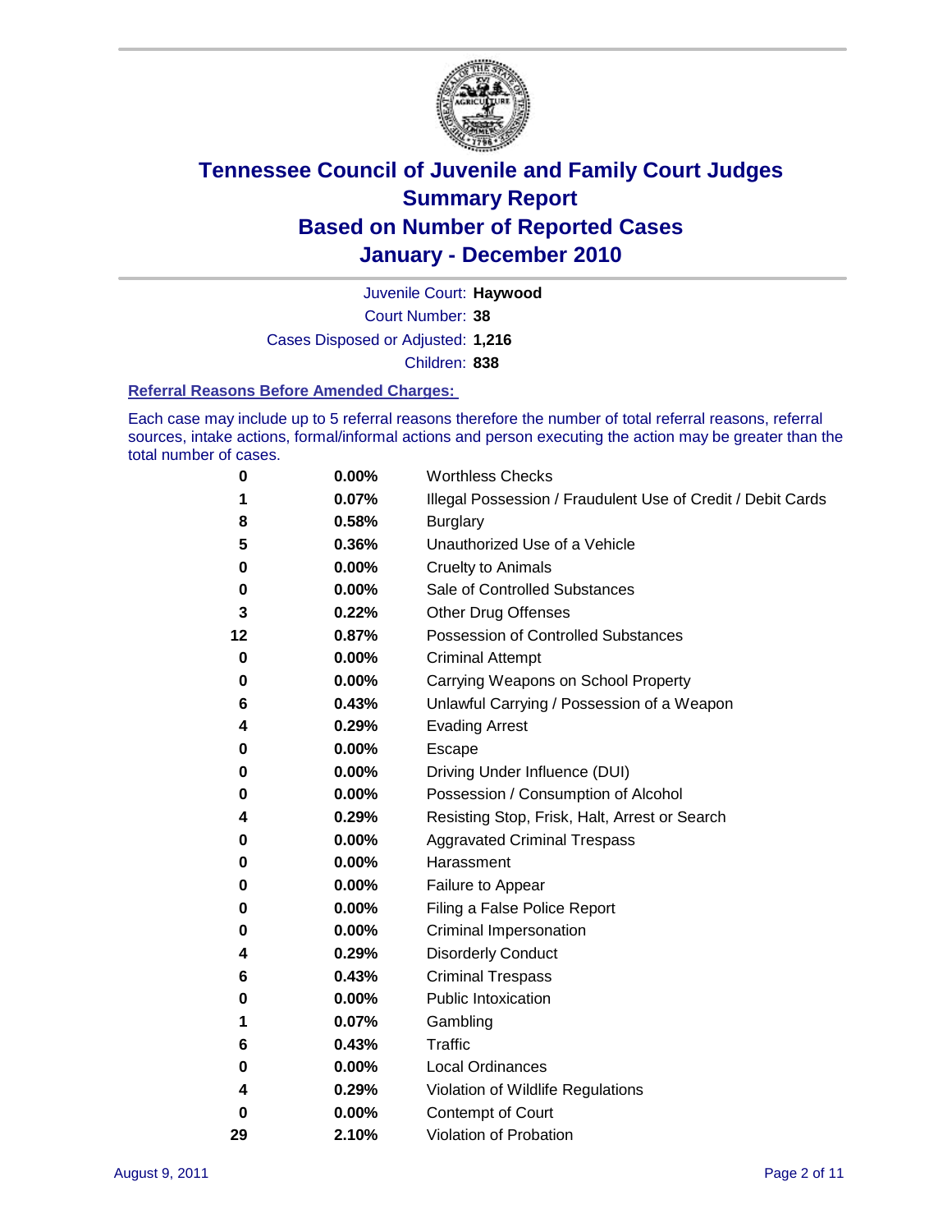# Tennessee Council of Juvenile and Family Court Judges
## Summary Report
## Based on Number of Reported Cases
## January - December 2010

Juvenile Court: **Haywood**
Court Number: **38**
Cases Disposed or Adjusted: **1,216**
Children: **838**

### Referral Reasons Before Amended Charges:

Each case may include up to 5 referral reasons therefore the number of total referral reasons, referral sources, intake actions, formal/informal actions and person executing the action may be greater than the total number of cases.

| Count | Percent | Referral Reason |
|---|---|---|
| 0 | 0.00% | Worthless Checks |
| 1 | 0.07% | Illegal Possession / Fraudulent Use of Credit / Debit Cards |
| 8 | 0.58% | Burglary |
| 5 | 0.36% | Unauthorized Use of a Vehicle |
| 0 | 0.00% | Cruelty to Animals |
| 0 | 0.00% | Sale of Controlled Substances |
| 3 | 0.22% | Other Drug Offenses |
| 12 | 0.87% | Possession of Controlled Substances |
| 0 | 0.00% | Criminal Attempt |
| 0 | 0.00% | Carrying Weapons on School Property |
| 6 | 0.43% | Unlawful Carrying / Possession of a Weapon |
| 4 | 0.29% | Evading Arrest |
| 0 | 0.00% | Escape |
| 0 | 0.00% | Driving Under Influence (DUI) |
| 0 | 0.00% | Possession / Consumption of Alcohol |
| 4 | 0.29% | Resisting Stop, Frisk, Halt, Arrest or Search |
| 0 | 0.00% | Aggravated Criminal Trespass |
| 0 | 0.00% | Harassment |
| 0 | 0.00% | Failure to Appear |
| 0 | 0.00% | Filing a False Police Report |
| 0 | 0.00% | Criminal Impersonation |
| 4 | 0.29% | Disorderly Conduct |
| 6 | 0.43% | Criminal Trespass |
| 0 | 0.00% | Public Intoxication |
| 1 | 0.07% | Gambling |
| 6 | 0.43% | Traffic |
| 0 | 0.00% | Local Ordinances |
| 4 | 0.29% | Violation of Wildlife Regulations |
| 0 | 0.00% | Contempt of Court |
| 29 | 2.10% | Violation of Probation |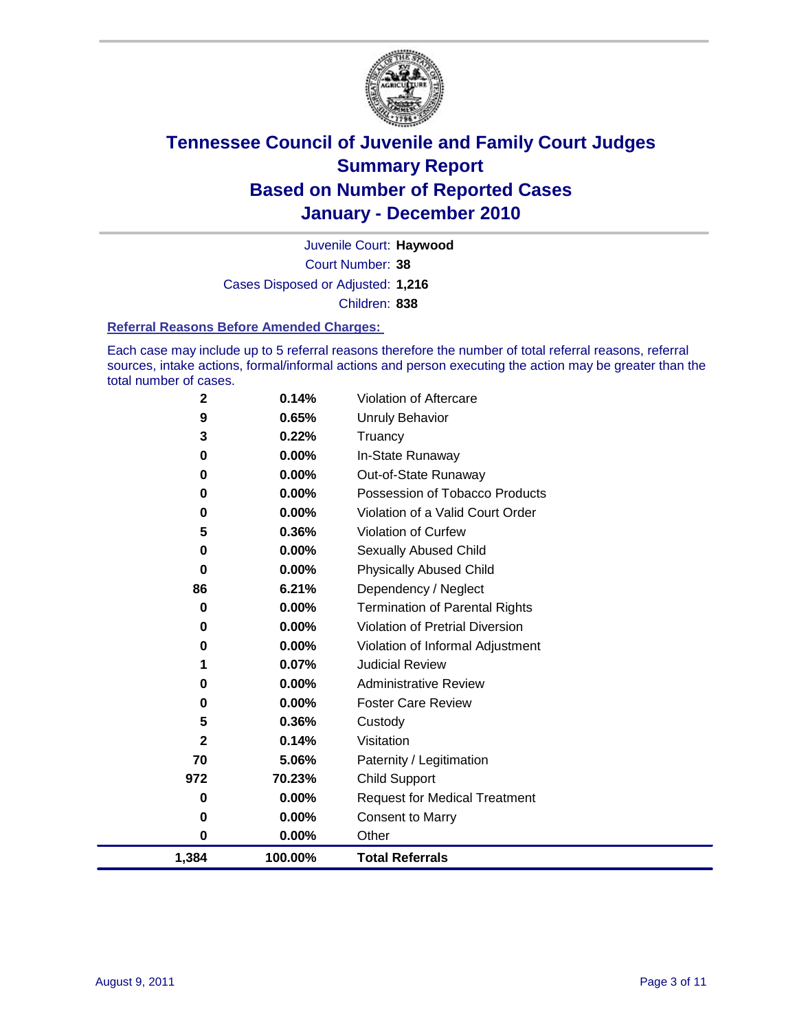# Tennessee Council of Juvenile and Family Court Judges
## Summary Report
## Based on Number of Reported Cases
## January - December 2010

Juvenile Court: **Haywood**
Court Number: **38**
Cases Disposed or Adjusted: **1,216**
Children: **838**

### Referral Reasons Before Amended Charges:

Each case may include up to 5 referral reasons therefore the number of total referral reasons, referral sources, intake actions, formal/informal actions and person executing the action may be greater than the total number of cases.

| Count | Percent | Referral Reason |
|---|---|---|
| 2 | 0.14% | Violation of Aftercare |
| 9 | 0.65% | Unruly Behavior |
| 3 | 0.22% | Truancy |
| 0 | 0.00% | In-State Runaway |
| 0 | 0.00% | Out-of-State Runaway |
| 0 | 0.00% | Possession of Tobacco Products |
| 0 | 0.00% | Violation of a Valid Court Order |
| 5 | 0.36% | Violation of Curfew |
| 0 | 0.00% | Sexually Abused Child |
| 0 | 0.00% | Physically Abused Child |
| 86 | 6.21% | Dependency / Neglect |
| 0 | 0.00% | Termination of Parental Rights |
| 0 | 0.00% | Violation of Pretrial Diversion |
| 0 | 0.00% | Violation of Informal Adjustment |
| 1 | 0.07% | Judicial Review |
| 0 | 0.00% | Administrative Review |
| 0 | 0.00% | Foster Care Review |
| 5 | 0.36% | Custody |
| 2 | 0.14% | Visitation |
| 70 | 5.06% | Paternity / Legitimation |
| 972 | 70.23% | Child Support |
| 0 | 0.00% | Request for Medical Treatment |
| 0 | 0.00% | Consent to Marry |
| 0 | 0.00% | Other |
| **1,384** | **100.00%** | **Total Referrals** |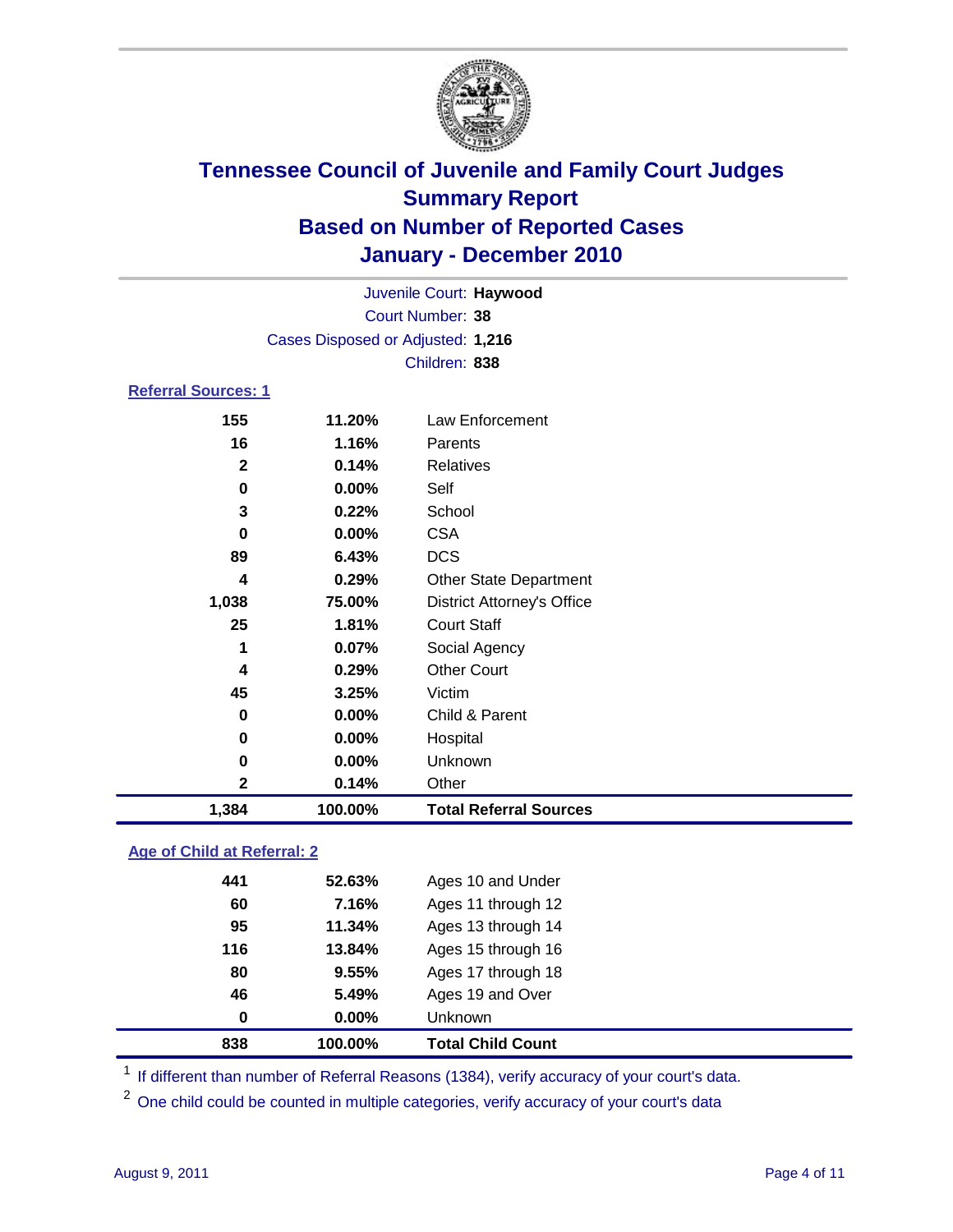# Tennessee Council of Juvenile and Family Court Judges
## Summary Report
## Based on Number of Reported Cases
## January - December 2010

Juvenile Court: **Haywood**
Court Number: **38**
Cases Disposed or Adjusted: **1,216**
Children: **838**

### Referral Sources: 1

| | | |
|---|---|---|
| 155 | 11.20% | Law Enforcement |
| 16 | 1.16% | Parents |
| 2 | 0.14% | Relatives |
| 0 | 0.00% | Self |
| 3 | 0.22% | School |
| 0 | 0.00% | CSA |
| 89 | 6.43% | DCS |
| 4 | 0.29% | Other State Department |
| 1,038 | 75.00% | District Attorney's Office |
| 25 | 1.81% | Court Staff |
| 1 | 0.07% | Social Agency |
| 4 | 0.29% | Other Court |
| 45 | 3.25% | Victim |
| 0 | 0.00% | Child & Parent |
| 0 | 0.00% | Hospital |
| 0 | 0.00% | Unknown |
| 2 | 0.14% | Other |
| **1,384** | **100.00%** | **Total Referral Sources** |

### Age of Child at Referral: 2

| | | |
|---|---|---|
| 441 | 52.63% | Ages 10 and Under |
| 60 | 7.16% | Ages 11 through 12 |
| 95 | 11.34% | Ages 13 through 14 |
| 116 | 13.84% | Ages 15 through 16 |
| 80 | 9.55% | Ages 17 through 18 |
| 46 | 5.49% | Ages 19 and Over |
| 0 | 0.00% | Unknown |
| **838** | **100.00%** | **Total Child Count** |

[1] If different than number of Referral Reasons (1384), verify accuracy of your court's data.

[2] One child could be counted in multiple categories, verify accuracy of your court's data

August 9, 2011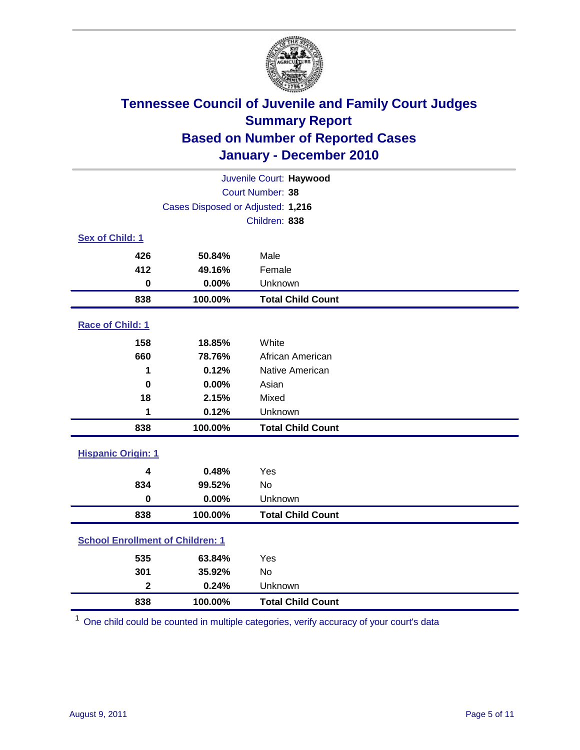# Tennessee Council of Juvenile and Family Court Judges
## Summary Report
## Based on Number of Reported Cases
## January - December 2010

Juvenile Court: **Haywood**
Court Number: **38**
Cases Disposed or Adjusted: **1,216**
Children: **838**

### Sex of Child: 1

| | | |
|---|---|---|
| 426 | 50.84% | Male |
| 412 | 49.16% | Female |
| 0 | 0.00% | Unknown |
| **838** | **100.00%** | **Total Child Count** |

### Race of Child: 1

| | | |
|---|---|---|
| 158 | 18.85% | White |
| 660 | 78.76% | African American |
| 1 | 0.12% | Native American |
| 0 | 0.00% | Asian |
| 18 | 2.15% | Mixed |
| 1 | 0.12% | Unknown |
| **838** | **100.00%** | **Total Child Count** |

### Hispanic Origin: 1

| | | |
|---|---|---|
| 4 | 0.48% | Yes |
| 834 | 99.52% | No |
| 0 | 0.00% | Unknown |
| **838** | **100.00%** | **Total Child Count** |

### School Enrollment of Children: 1

| | | |
|---|---|---|
| 535 | 63.84% | Yes |
| 301 | 35.92% | No |
| 2 | 0.24% | Unknown |
| **838** | **100.00%** | **Total Child Count** |

[1] One child could be counted in multiple categories, verify accuracy of your court's data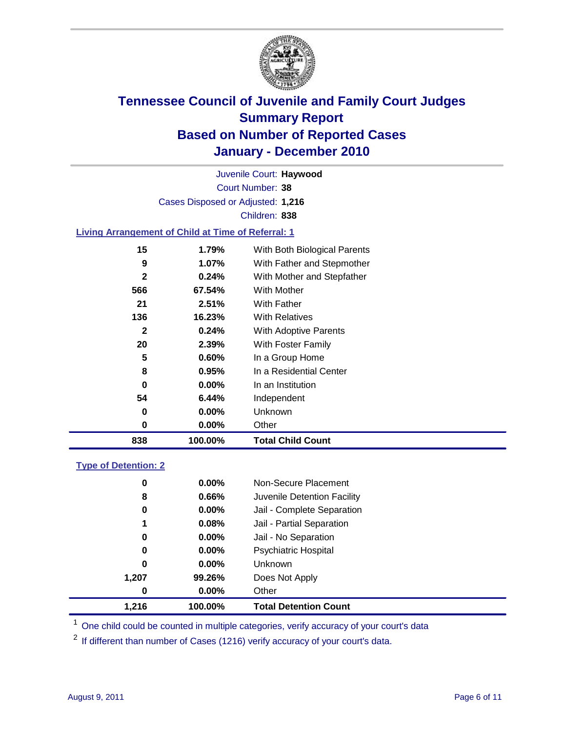# Tennessee Council of Juvenile and Family Court Judges
## Summary Report
## Based on Number of Reported Cases
## January - December 2010

Juvenile Court: **Haywood**
Court Number: **38**
Cases Disposed or Adjusted: **1,216**
Children: **838**

### Living Arrangement of Child at Time of Referral: 1

| Count | Percent | Category |
|---|---|---|
| 15 | 1.79% | With Both Biological Parents |
| 9 | 1.07% | With Father and Stepmother |
| 2 | 0.24% | With Mother and Stepfather |
| 566 | 67.54% | With Mother |
| 21 | 2.51% | With Father |
| 136 | 16.23% | With Relatives |
| 2 | 0.24% | With Adoptive Parents |
| 20 | 2.39% | With Foster Family |
| 5 | 0.60% | In a Group Home |
| 8 | 0.95% | In a Residential Center |
| 0 | 0.00% | In an Institution |
| 54 | 6.44% | Independent |
| 0 | 0.00% | Unknown |
| 0 | 0.00% | Other |
| **838** | **100.00%** | **Total Child Count** |

### Type of Detention: 2

| Count | Percent | Category |
|---|---|---|
| 0 | 0.00% | Non-Secure Placement |
| 8 | 0.66% | Juvenile Detention Facility |
| 0 | 0.00% | Jail - Complete Separation |
| 1 | 0.08% | Jail - Partial Separation |
| 0 | 0.00% | Jail - No Separation |
| 0 | 0.00% | Psychiatric Hospital |
| 0 | 0.00% | Unknown |
| 1,207 | 99.26% | Does Not Apply |
| 0 | 0.00% | Other |
| **1,216** | **100.00%** | **Total Detention Count** |

[1] One child could be counted in multiple categories, verify accuracy of your court's data

[2] If different than number of Cases (1216) verify accuracy of your court's data.

August 9, 2011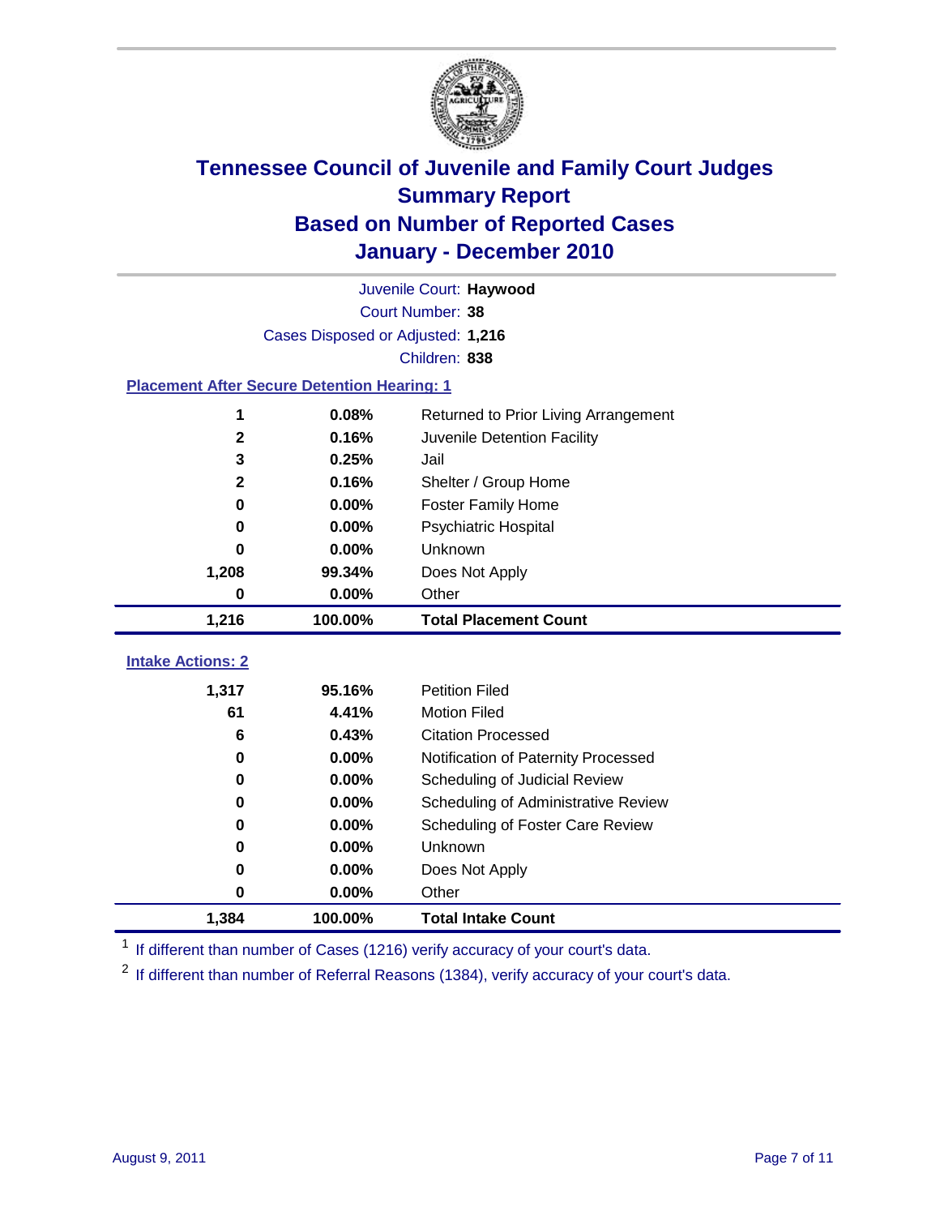# Tennessee Council of Juvenile and Family Court Judges
## Summary Report
## Based on Number of Reported Cases
## January - December 2010

Juvenile Court: **Haywood**

Court Number: **38**

Cases Disposed or Adjusted: **1,216**

Children: **838**

### Placement After Secure Detention Hearing: 1

| Count | Percent | Placement |
|---|---|---|
| 1 | 0.08% | Returned to Prior Living Arrangement |
| 2 | 0.16% | Juvenile Detention Facility |
| 3 | 0.25% | Jail |
| 2 | 0.16% | Shelter / Group Home |
| 0 | 0.00% | Foster Family Home |
| 0 | 0.00% | Psychiatric Hospital |
| 0 | 0.00% | Unknown |
| 1,208 | 99.34% | Does Not Apply |
| 0 | 0.00% | Other |
| **1,216** | **100.00%** | **Total Placement Count** |

### Intake Actions: 2

| Count | Percent | Intake Action |
|---|---|---|
| 1,317 | 95.16% | Petition Filed |
| 61 | 4.41% | Motion Filed |
| 6 | 0.43% | Citation Processed |
| 0 | 0.00% | Notification of Paternity Processed |
| 0 | 0.00% | Scheduling of Judicial Review |
| 0 | 0.00% | Scheduling of Administrative Review |
| 0 | 0.00% | Scheduling of Foster Care Review |
| 0 | 0.00% | Unknown |
| 0 | 0.00% | Does Not Apply |
| 0 | 0.00% | Other |
| **1,384** | **100.00%** | **Total Intake Count** |

[1] If different than number of Cases (1216) verify accuracy of your court's data.

[2] If different than number of Referral Reasons (1384), verify accuracy of your court's data.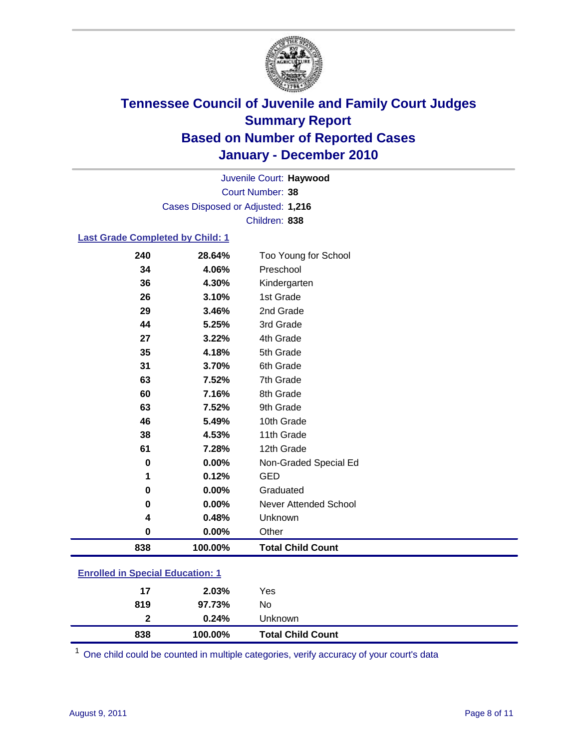# Tennessee Council of Juvenile and Family Court Judges
## Summary Report
## Based on Number of Reported Cases
## January - December 2010

Juvenile Court: **Haywood**
Court Number: **38**
Cases Disposed or Adjusted: **1,216**
Children: **838**

### Last Grade Completed by Child: 1

| Count | Percent | Category |
|---|---|---|
| 240 | 28.64% | Too Young for School |
| 34 | 4.06% | Preschool |
| 36 | 4.30% | Kindergarten |
| 26 | 3.10% | 1st Grade |
| 29 | 3.46% | 2nd Grade |
| 44 | 5.25% | 3rd Grade |
| 27 | 3.22% | 4th Grade |
| 35 | 4.18% | 5th Grade |
| 31 | 3.70% | 6th Grade |
| 63 | 7.52% | 7th Grade |
| 60 | 7.16% | 8th Grade |
| 63 | 7.52% | 9th Grade |
| 46 | 5.49% | 10th Grade |
| 38 | 4.53% | 11th Grade |
| 61 | 7.28% | 12th Grade |
| 0 | 0.00% | Non-Graded Special Ed |
| 1 | 0.12% | GED |
| 0 | 0.00% | Graduated |
| 0 | 0.00% | Never Attended School |
| 4 | 0.48% | Unknown |
| 0 | 0.00% | Other |
| **838** | **100.00%** | **Total Child Count** |

### Enrolled in Special Education: 1

| Count | Percent | Category |
|---|---|---|
| 17 | 2.03% | Yes |
| 819 | 97.73% | No |
| 2 | 0.24% | Unknown |
| **838** | **100.00%** | **Total Child Count** |

[1] One child could be counted in multiple categories, verify accuracy of your court's data

August 9, 2011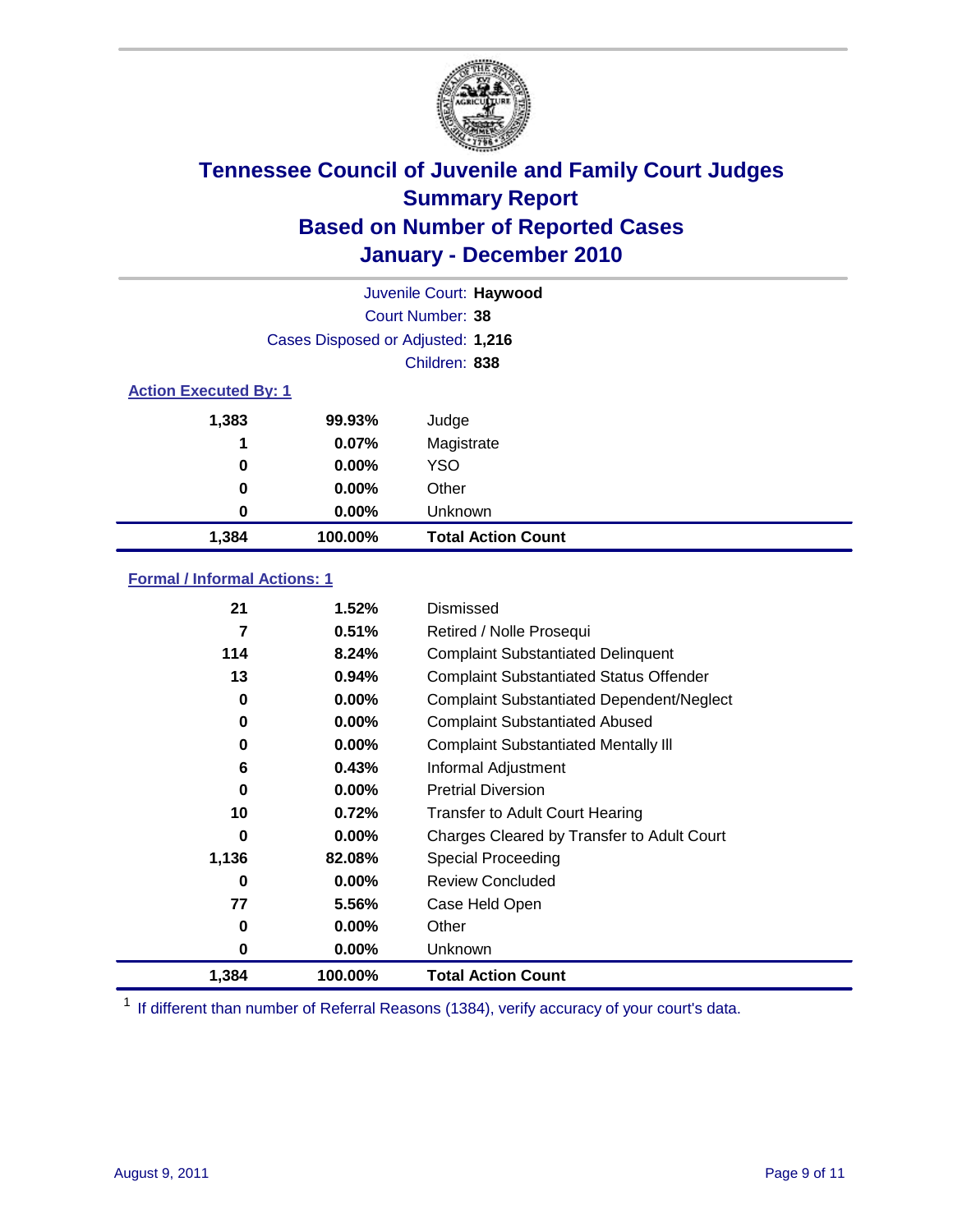# Tennessee Council of Juvenile and Family Court Judges
## Summary Report
## Based on Number of Reported Cases
## January - December 2010

Juvenile Court: **Haywood**

Court Number: **38**

Cases Disposed or Adjusted: **1,216**

Children: **838**

### Action Executed By: 1

| Count | Percent | Action |
|---|---|---|
| 1,383 | 99.93% | Judge |
| 1 | 0.07% | Magistrate |
| 0 | 0.00% | YSO |
| 0 | 0.00% | Other |
| 0 | 0.00% | Unknown |
| **1,384** | **100.00%** | **Total Action Count** |

### Formal / Informal Actions: 1

| Count | Percent | Action |
|---|---|---|
| 21 | 1.52% | Dismissed |
| 7 | 0.51% | Retired / Nolle Prosequi |
| 114 | 8.24% | Complaint Substantiated Delinquent |
| 13 | 0.94% | Complaint Substantiated Status Offender |
| 0 | 0.00% | Complaint Substantiated Dependent/Neglect |
| 0 | 0.00% | Complaint Substantiated Abused |
| 0 | 0.00% | Complaint Substantiated Mentally Ill |
| 6 | 0.43% | Informal Adjustment |
| 0 | 0.00% | Pretrial Diversion |
| 10 | 0.72% | Transfer to Adult Court Hearing |
| 0 | 0.00% | Charges Cleared by Transfer to Adult Court |
| 1,136 | 82.08% | Special Proceeding |
| 0 | 0.00% | Review Concluded |
| 77 | 5.56% | Case Held Open |
| 0 | 0.00% | Other |
| 0 | 0.00% | Unknown |
| **1,384** | **100.00%** | **Total Action Count** |

[1] If different than number of Referral Reasons (1384), verify accuracy of your court's data.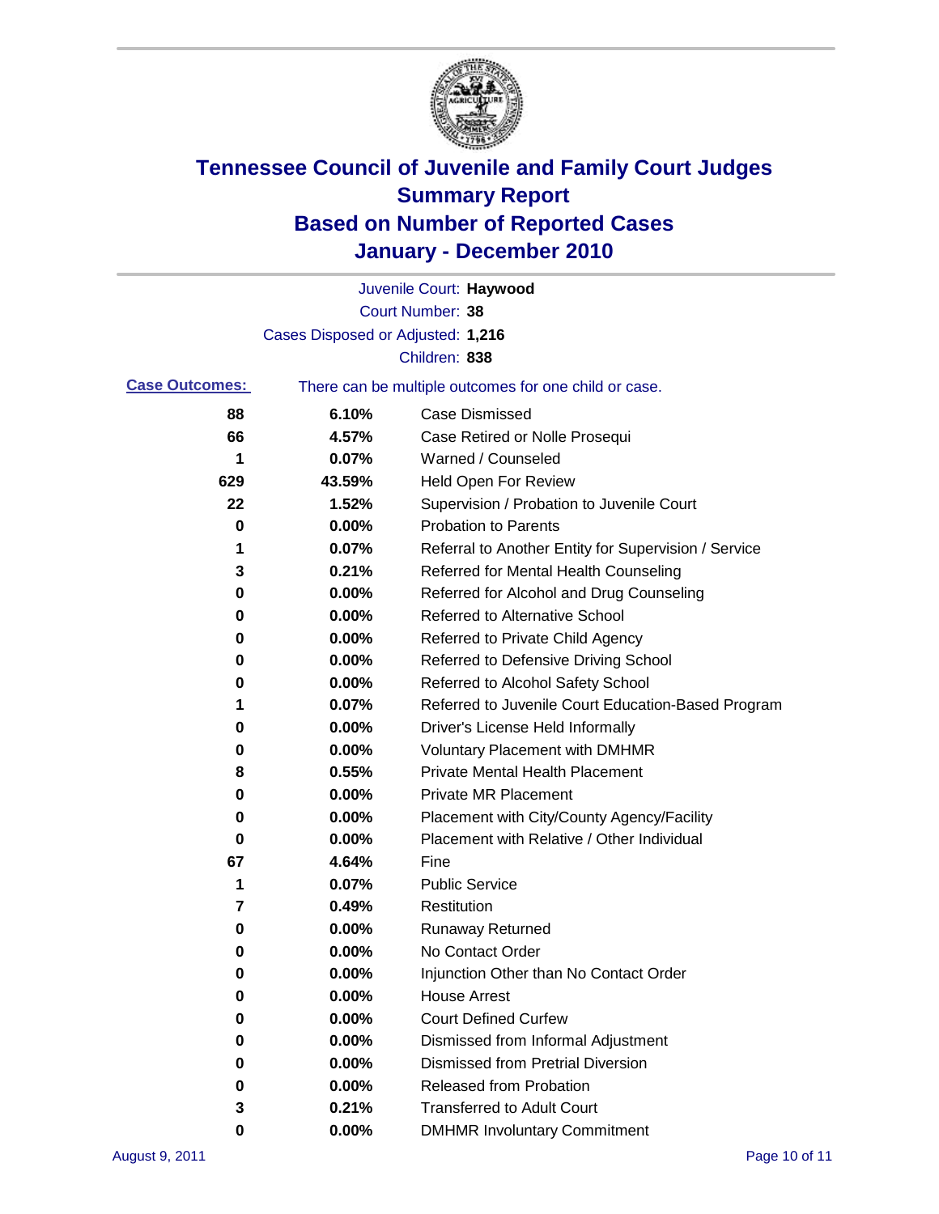# Tennessee Council of Juvenile and Family Court Judges
## Summary Report
## Based on Number of Reported Cases
## January - December 2010

Juvenile Court: **Haywood**

Court Number: **38**

Cases Disposed or Adjusted: **1,216**

Children: **838**

**Case Outcomes:** There can be multiple outcomes for one child or case.

| Count | Percent | Outcome |
|---|---|---|
| 88 | 6.10% | Case Dismissed |
| 66 | 4.57% | Case Retired or Nolle Prosequi |
| 1 | 0.07% | Warned / Counseled |
| 629 | 43.59% | Held Open For Review |
| 22 | 1.52% | Supervision / Probation to Juvenile Court |
| 0 | 0.00% | Probation to Parents |
| 1 | 0.07% | Referral to Another Entity for Supervision / Service |
| 3 | 0.21% | Referred for Mental Health Counseling |
| 0 | 0.00% | Referred for Alcohol and Drug Counseling |
| 0 | 0.00% | Referred to Alternative School |
| 0 | 0.00% | Referred to Private Child Agency |
| 0 | 0.00% | Referred to Defensive Driving School |
| 0 | 0.00% | Referred to Alcohol Safety School |
| 1 | 0.07% | Referred to Juvenile Court Education-Based Program |
| 0 | 0.00% | Driver's License Held Informally |
| 0 | 0.00% | Voluntary Placement with DMHMR |
| 8 | 0.55% | Private Mental Health Placement |
| 0 | 0.00% | Private MR Placement |
| 0 | 0.00% | Placement with City/County Agency/Facility |
| 0 | 0.00% | Placement with Relative / Other Individual |
| 67 | 4.64% | Fine |
| 1 | 0.07% | Public Service |
| 7 | 0.49% | Restitution |
| 0 | 0.00% | Runaway Returned |
| 0 | 0.00% | No Contact Order |
| 0 | 0.00% | Injunction Other than No Contact Order |
| 0 | 0.00% | House Arrest |
| 0 | 0.00% | Court Defined Curfew |
| 0 | 0.00% | Dismissed from Informal Adjustment |
| 0 | 0.00% | Dismissed from Pretrial Diversion |
| 0 | 0.00% | Released from Probation |
| 3 | 0.21% | Transferred to Adult Court |
| 0 | 0.00% | DMHMR Involuntary Commitment |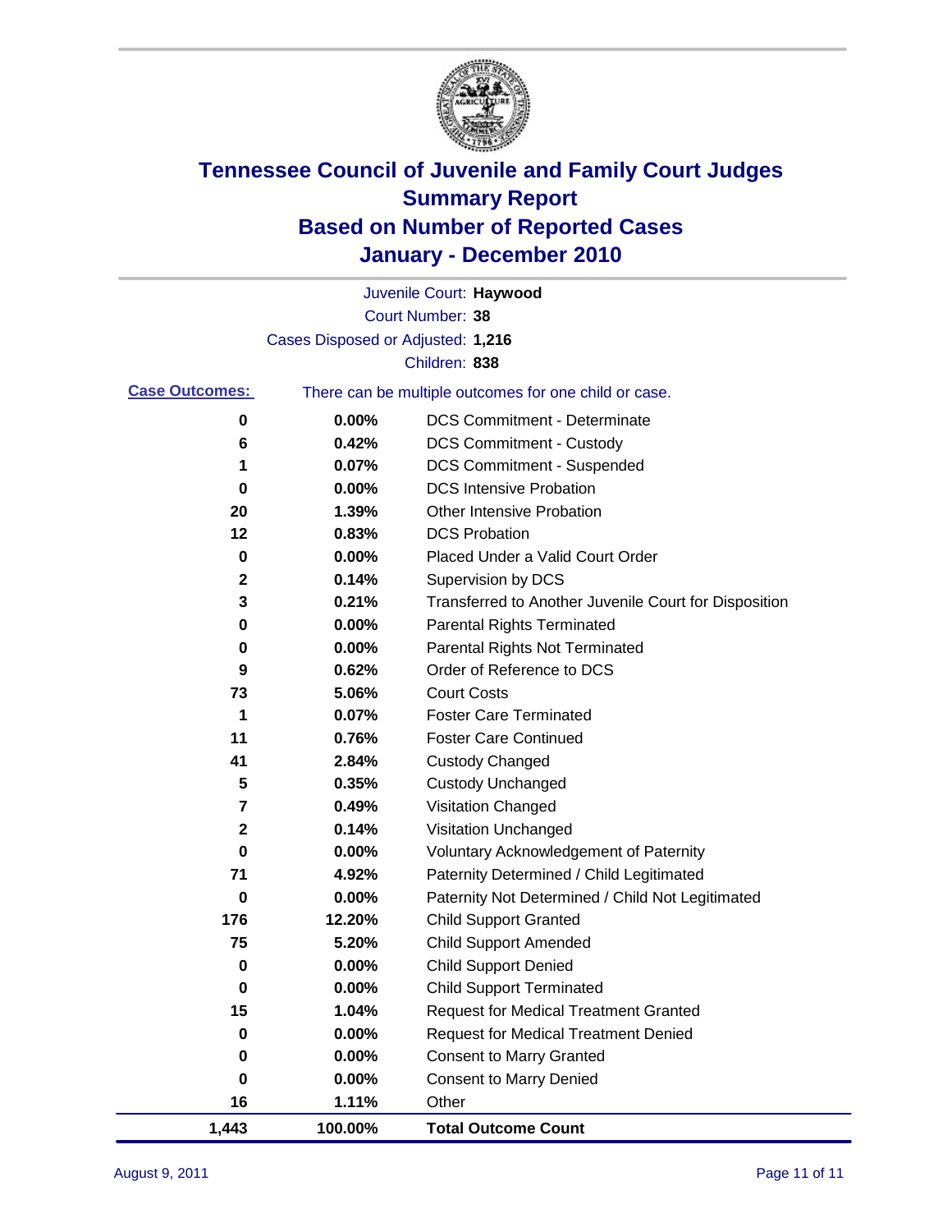# Tennessee Council of Juvenile and Family Court Judges
## Summary Report
## Based on Number of Reported Cases
## January - December 2010

Juvenile Court: **Haywood**
Court Number: **38**
Cases Disposed or Adjusted: **1,216**
Children: **838**

**Case Outcomes:** There can be multiple outcomes for one child or case.

| | | |
|---|---|---|
| 0 | 0.00% | DCS Commitment - Determinate |
| 6 | 0.42% | DCS Commitment - Custody |
| 1 | 0.07% | DCS Commitment - Suspended |
| 0 | 0.00% | DCS Intensive Probation |
| 20 | 1.39% | Other Intensive Probation |
| 12 | 0.83% | DCS Probation |
| 0 | 0.00% | Placed Under a Valid Court Order |
| 2 | 0.14% | Supervision by DCS |
| 3 | 0.21% | Transferred to Another Juvenile Court for Disposition |
| 0 | 0.00% | Parental Rights Terminated |
| 0 | 0.00% | Parental Rights Not Terminated |
| 9 | 0.62% | Order of Reference to DCS |
| 73 | 5.06% | Court Costs |
| 1 | 0.07% | Foster Care Terminated |
| 11 | 0.76% | Foster Care Continued |
| 41 | 2.84% | Custody Changed |
| 5 | 0.35% | Custody Unchanged |
| 7 | 0.49% | Visitation Changed |
| 2 | 0.14% | Visitation Unchanged |
| 0 | 0.00% | Voluntary Acknowledgement of Paternity |
| 71 | 4.92% | Paternity Determined / Child Legitimated |
| 0 | 0.00% | Paternity Not Determined / Child Not Legitimated |
| 176 | 12.20% | Child Support Granted |
| 75 | 5.20% | Child Support Amended |
| 0 | 0.00% | Child Support Denied |
| 0 | 0.00% | Child Support Terminated |
| 15 | 1.04% | Request for Medical Treatment Granted |
| 0 | 0.00% | Request for Medical Treatment Denied |
| 0 | 0.00% | Consent to Marry Granted |
| 0 | 0.00% | Consent to Marry Denied |
| 16 | 1.11% | Other |
| **1,443** | **100.00%** | **Total Outcome Count** |